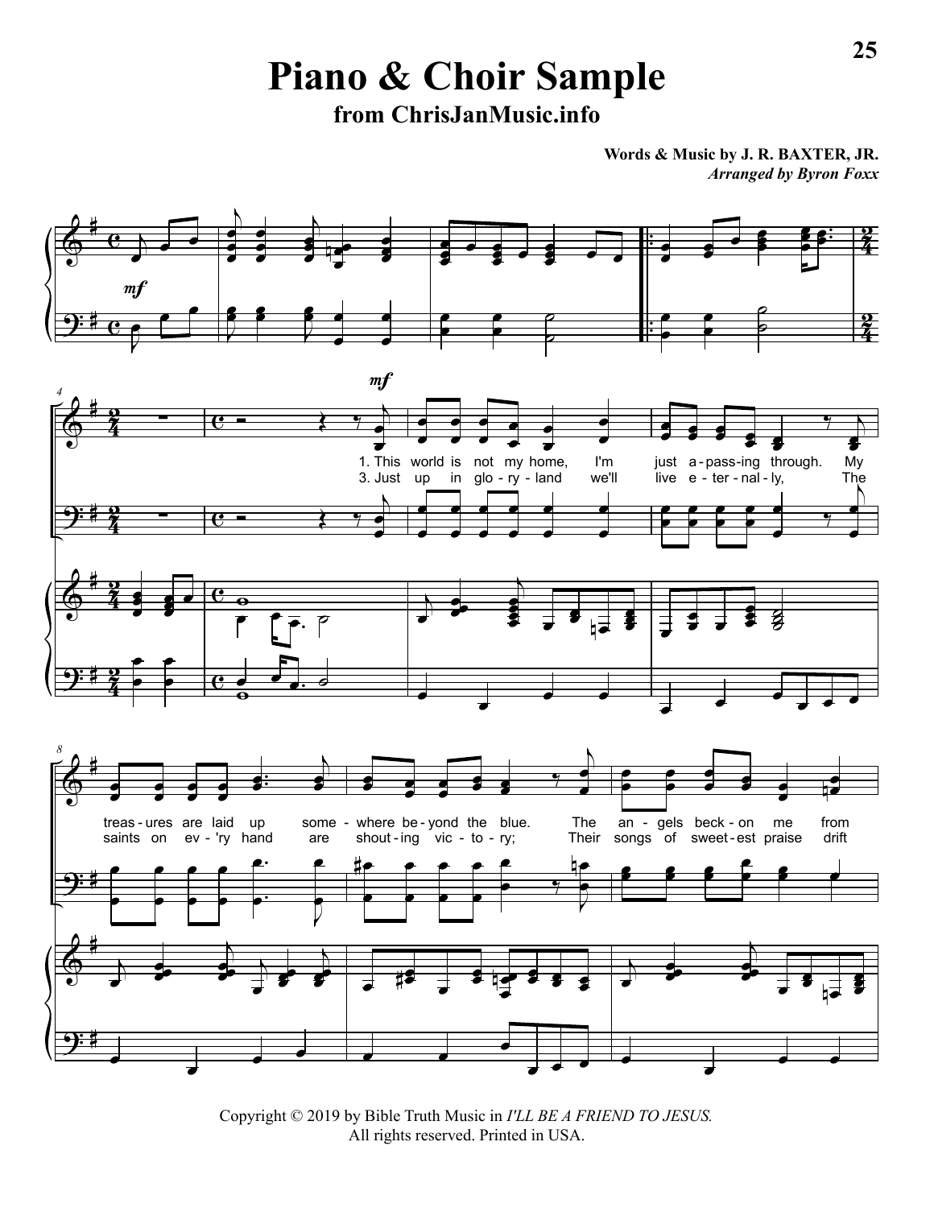# Piano & Choir Sample

## from ChrisJanMusic.info

**Words & Music by J. R. BAXTER, JR.**
***Arranged by Byron Foxx***

1. This world is not my home, I'm just a-pass-ing through. My treas-ures are laid up some-where be-yond the blue. The an-gels beck-on me from

3. Just up in glo-ry-land we'll live e-ter-nal-ly, The saints on ev-'ry hand are shout-ing vic-to-ry; Their songs of sweet-est praise drift

Copyright © 2019 by Bible Truth Music in *I'LL BE A FRIEND TO JESUS.*
All rights reserved. Printed in USA.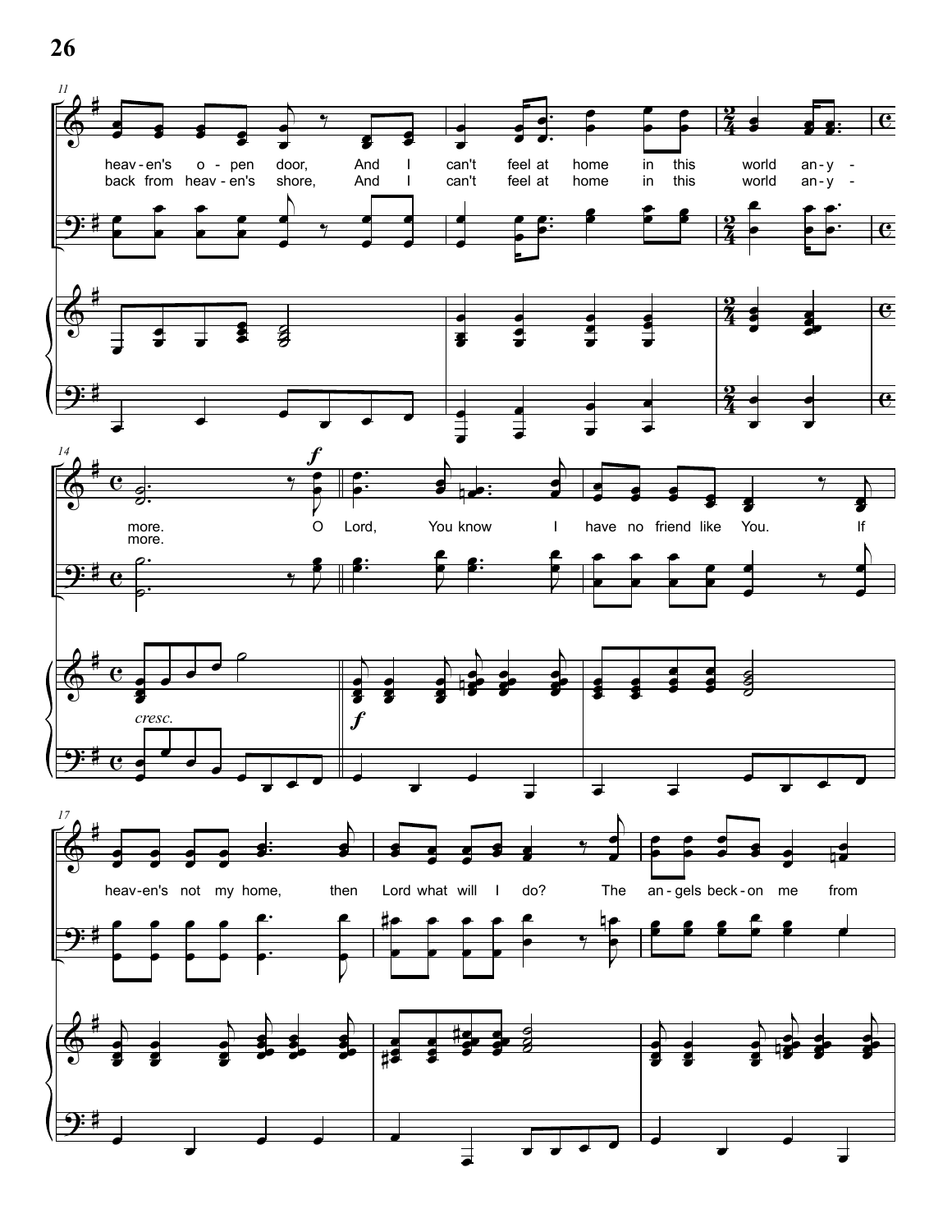heav-en's o-pen door, And I can't feel at home in this world an-y-
back from heav-en's shore, And I can't feel at home in this world an-y-

more. O Lord, You know I have no friend like You. If
more.

*cresc.*

***f***

heav-en's not my home, then Lord what will I do? The an-gels beck-on me from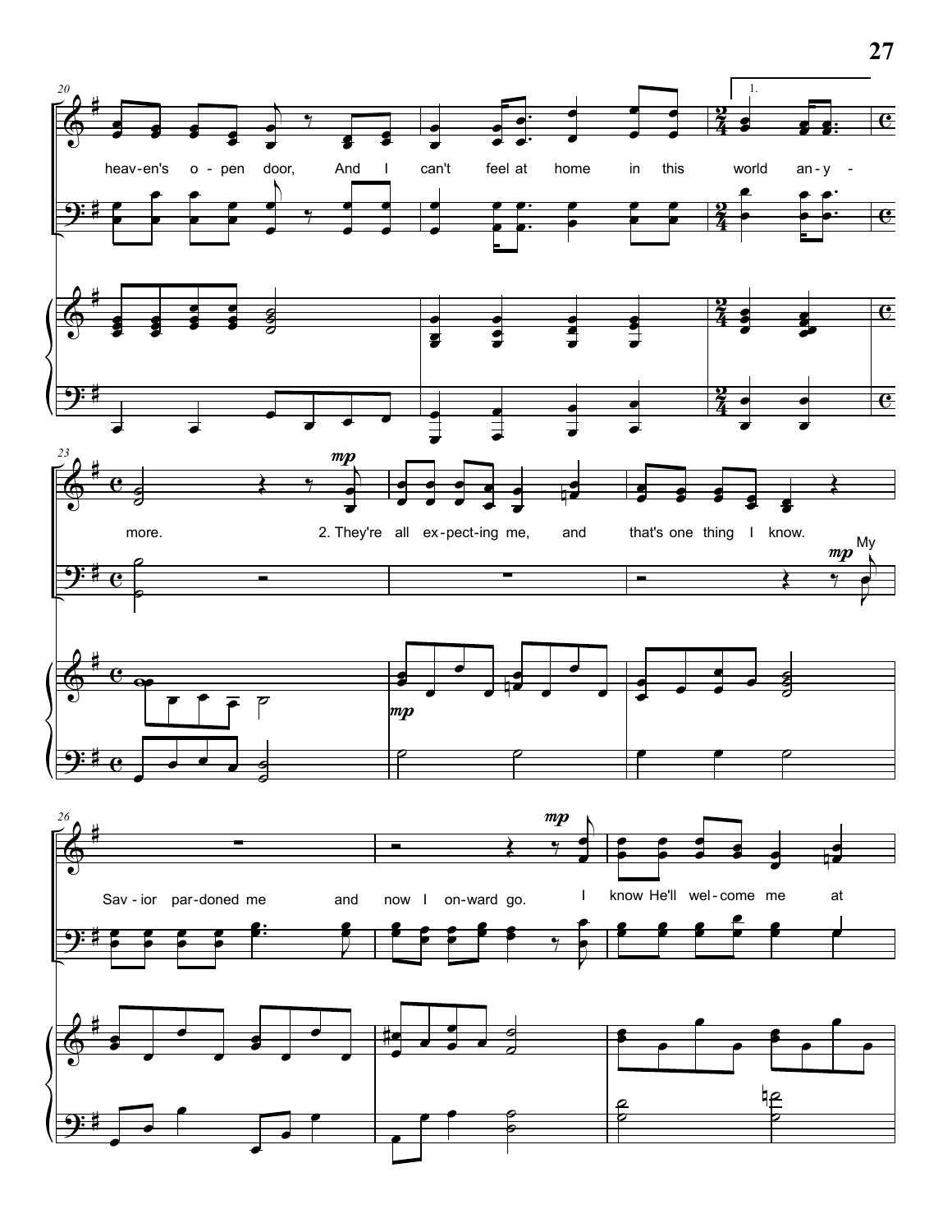heav-en's o-pen door, And I can't feel at home in this world an-y-

more. 2. They're all ex-pect-ing me, and that's one thing I know. My

Sav-ior par-doned me and now I on-ward go. I know He'll wel-come me at